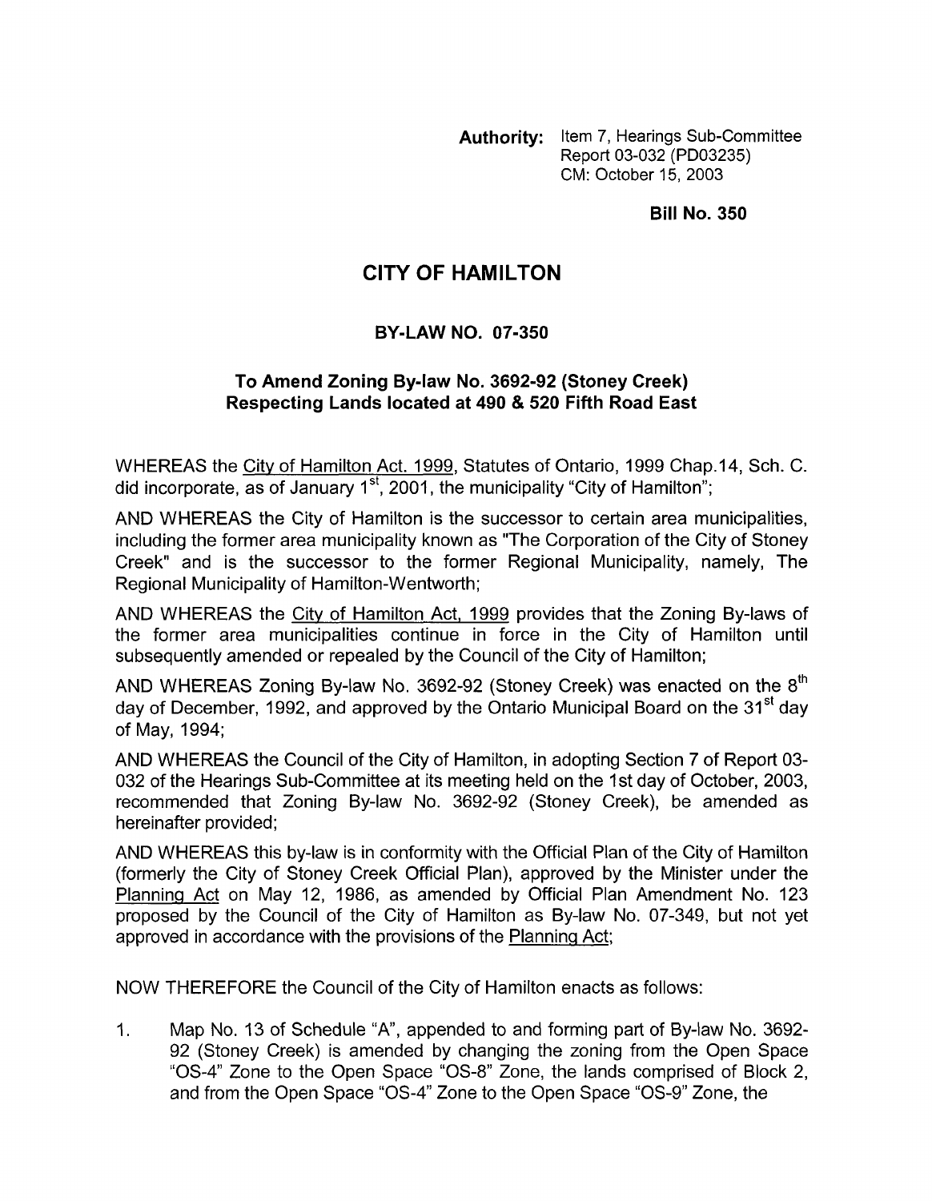**Authority:** Item 7, Hearings Sub-Committee Report 03-032 (PD03235)
CM: October 15, 2003

**Bill No. 350**

# CITY OF HAMILTON

## BY-LAW NO. 07-350

### To Amend Zoning By-law No. 3692-92 (Stoney Creek) Respecting Lands located at 490 & 520 Fifth Road East

WHEREAS the City of Hamilton Act. 1999, Statutes of Ontario, 1999 Chap.14, Sch. C. did incorporate, as of January 1st, 2001, the municipality "City of Hamilton";

AND WHEREAS the City of Hamilton is the successor to certain area municipalities, including the former area municipality known as "The Corporation of the City of Stoney Creek" and is the successor to the former Regional Municipality, namely, The Regional Municipality of Hamilton-Wentworth;

AND WHEREAS the City of Hamilton Act, 1999 provides that the Zoning By-laws of the former area municipalities continue in force in the City of Hamilton until subsequently amended or repealed by the Council of the City of Hamilton;

AND WHEREAS Zoning By-law No. 3692-92 (Stoney Creek) was enacted on the 8th day of December, 1992, and approved by the Ontario Municipal Board on the 31st day of May, 1994;

AND WHEREAS the Council of the City of Hamilton, in adopting Section 7 of Report 03-032 of the Hearings Sub-Committee at its meeting held on the 1st day of October, 2003, recommended that Zoning By-law No. 3692-92 (Stoney Creek), be amended as hereinafter provided;

AND WHEREAS this by-law is in conformity with the Official Plan of the City of Hamilton (formerly the City of Stoney Creek Official Plan), approved by the Minister under the Planning Act on May 12, 1986, as amended by Official Plan Amendment No. 123 proposed by the Council of the City of Hamilton as By-law No. 07-349, but not yet approved in accordance with the provisions of the Planning Act;

NOW THEREFORE the Council of the City of Hamilton enacts as follows:

1. Map No. 13 of Schedule "A", appended to and forming part of By-law No. 3692-92 (Stoney Creek) is amended by changing the zoning from the Open Space "OS-4" Zone to the Open Space "OS-8" Zone, the lands comprised of Block 2, and from the Open Space "OS-4" Zone to the Open Space "OS-9" Zone, the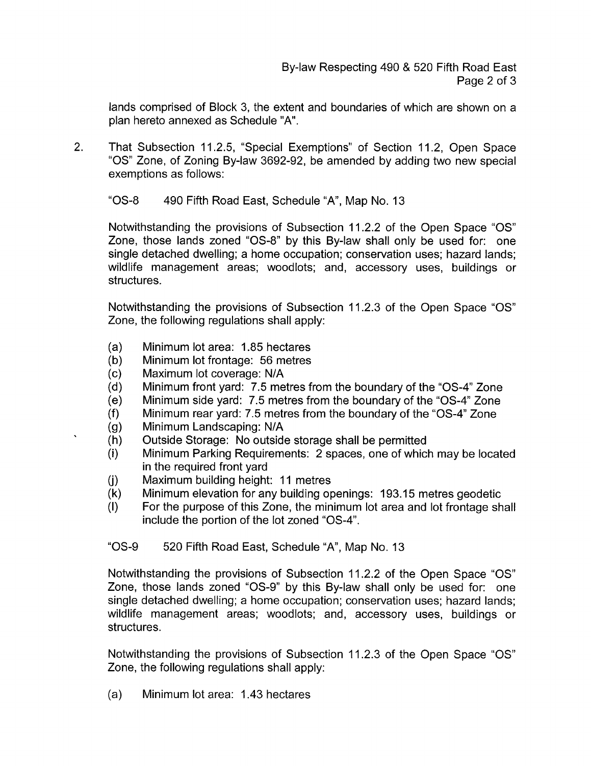lands comprised of Block 3, the extent and boundaries of which are shown on a plan hereto annexed as Schedule "A".

2. That Subsection 11.2.5, "Special Exemptions" of Section 11.2, Open Space "OS" Zone, of Zoning By-law 3692-92, be amended by adding two new special exemptions as follows:

"OS-8 490 Fifth Road East, Schedule "A", Map No. 13

Notwithstanding the provisions of Subsection 11.2.2 of the Open Space "OS" Zone, those lands zoned "OS-8" by this By-law shall only be used for: one single detached dwelling; a home occupation; conservation uses; hazard lands; wildlife management areas; woodlots; and, accessory uses, buildings or structures.

Notwithstanding the provisions of Subsection 11.2.3 of the Open Space "OS" Zone, the following regulations shall apply:

(a) Minimum lot area: 1.85 hectares
(b) Minimum lot frontage: 56 metres
(c) Maximum lot coverage: N/A
(d) Minimum front yard: 7.5 metres from the boundary of the "OS-4" Zone
(e) Minimum side yard: 7.5 metres from the boundary of the "OS-4" Zone
(f) Minimum rear yard: 7.5 metres from the boundary of the "OS-4" Zone
(g) Minimum Landscaping: N/A
(h) Outside Storage: No outside storage shall be permitted
(i) Minimum Parking Requirements: 2 spaces, one of which may be located in the required front yard
(j) Maximum building height: 11 metres
(k) Minimum elevation for any building openings: 193.15 metres geodetic
(l) For the purpose of this Zone, the minimum lot area and lot frontage shall include the portion of the lot zoned "OS-4".

"OS-9 520 Fifth Road East, Schedule "A", Map No. 13

Notwithstanding the provisions of Subsection 11.2.2 of the Open Space "OS" Zone, those lands zoned "OS-9" by this By-law shall only be used for: one single detached dwelling; a home occupation; conservation uses; hazard lands; wildlife management areas; woodlots; and, accessory uses, buildings or structures.

Notwithstanding the provisions of Subsection 11.2.3 of the Open Space "OS" Zone, the following regulations shall apply:

(a) Minimum lot area: 1.43 hectares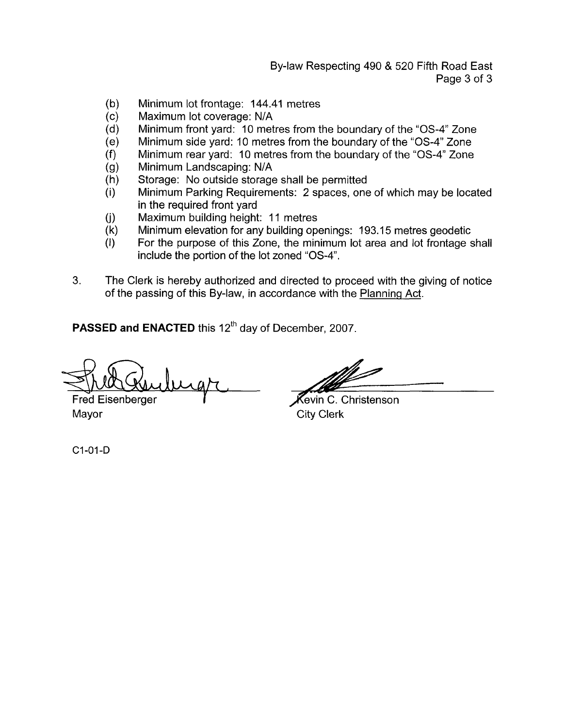(b) Minimum lot frontage: 144.41 metres
(c) Maximum lot coverage: N/A
(d) Minimum front yard: 10 metres from the boundary of the "OS-4" Zone
(e) Minimum side yard: 10 metres from the boundary of the "OS-4" Zone
(f) Minimum rear yard: 10 metres from the boundary of the "OS-4" Zone
(g) Minimum Landscaping: N/A
(h) Storage: No outside storage shall be permitted
(i) Minimum Parking Requirements: 2 spaces, one of which may be located in the required front yard
(j) Maximum building height: 11 metres
(k) Minimum elevation for any building openings: 193.15 metres geodetic
(l) For the purpose of this Zone, the minimum lot area and lot frontage shall include the portion of the lot zoned "OS-4".

3. The Clerk is hereby authorized and directed to proceed with the giving of notice of the passing of this By-law, in accordance with the Planning Act.

**PASSED and ENACTED** this 12th day of December, 2007.

Fred Eisenberger
Mayor

Kevin C. Christenson
City Clerk

C1-01-D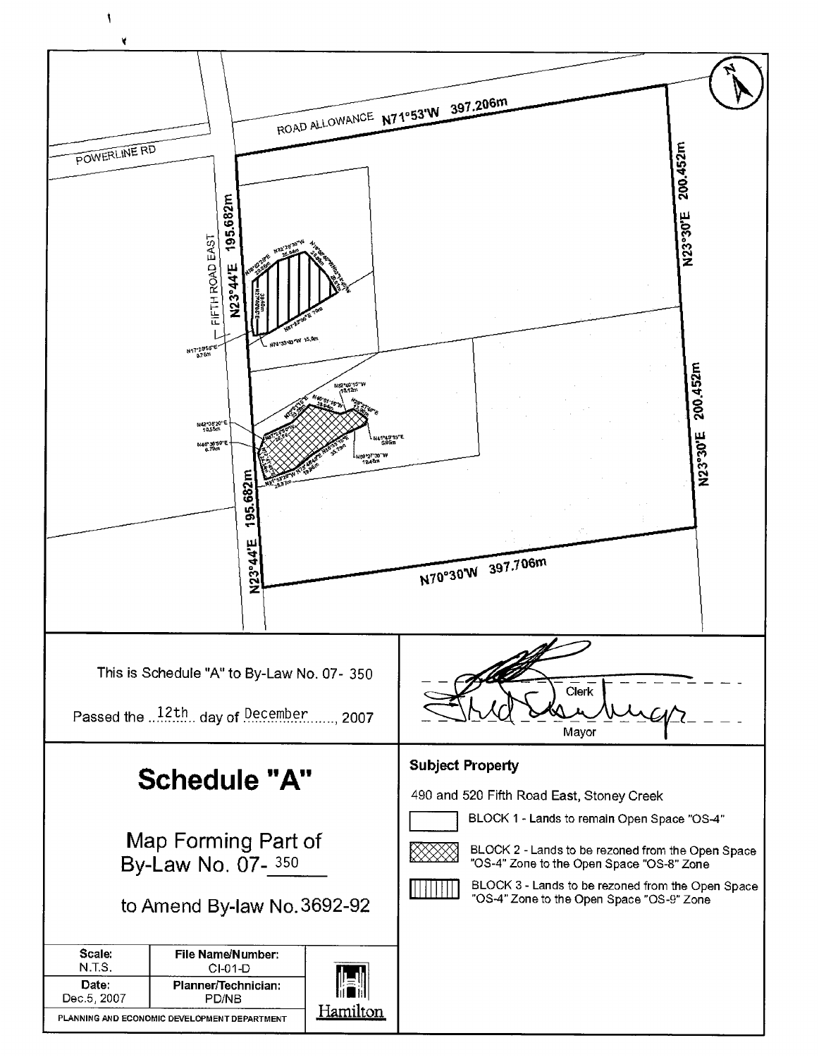ROAD ALLOWANCE N71°53'W 397.206m

POWERLINE RD

FIFTH ROAD EAST

N23°44'E 195.682m

N23°30'E 200.452m

N23°30'E 200.452m

N23°44'E 195.682m

N70°30'W 397.706m

This is Schedule "A" to By-Law No. 07- 350

Passed the 12th day of December, 2007

Clerk

Mayor

# Schedule "A"

Map Forming Part of
By-Law No. 07- 350

to Amend By-law No.3692-92

| Scale: | File Name/Number: |
| --- | --- |
| N.T.S. | CI-01-D |
| **Date:** | **Planner/Technician:** |
| Dec.5, 2007 | PD/NB |

PLANNING AND ECONOMIC DEVELOPMENT DEPARTMENT

Hamilton

**Subject Property**

490 and 520 Fifth Road East, Stoney Creek

- BLOCK 1 - Lands to remain Open Space "OS-4"
- BLOCK 2 - Lands to be rezoned from the Open Space "OS-4" Zone to the Open Space "OS-8" Zone
- BLOCK 3 - Lands to be rezoned from the Open Space "OS-4" Zone to the Open Space "OS-9" Zone